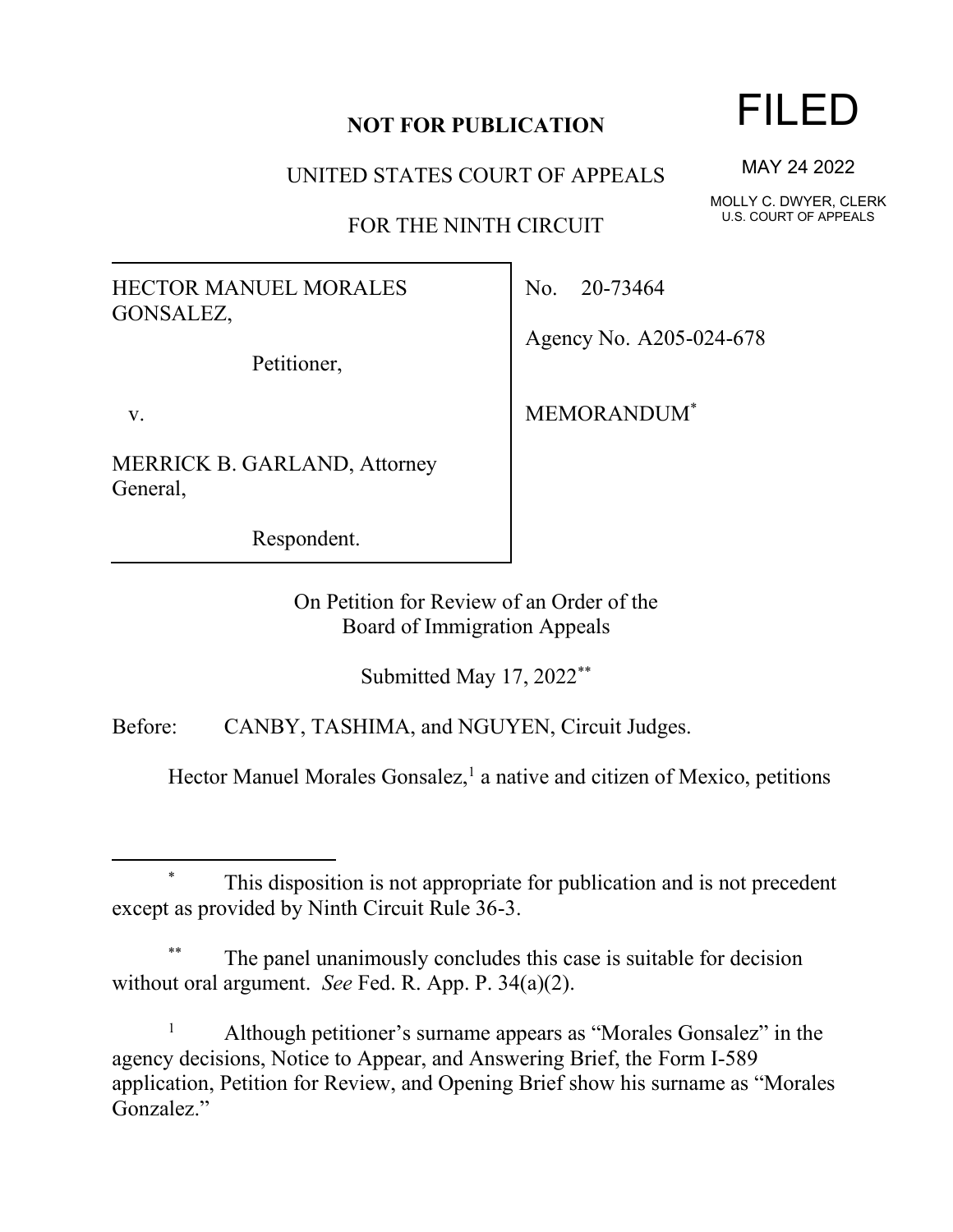**NOT FOR PUBLICATION**

UNITED STATES COURT OF APPEALS

FOR THE NINTH CIRCUIT

FILED

MAY 24 2022

MOLLY C. DWYER, CLERK
U.S. COURT OF APPEALS

HECTOR MANUEL MORALES GONSALEZ,

Petitioner,

v.

MERRICK B. GARLAND, Attorney General,

Respondent.

No. 20-73464

Agency No. A205-024-678

MEMORANDUM[*]

On Petition for Review of an Order of the
Board of Immigration Appeals

Submitted May 17, 2022[**]

Before: CANBY, TASHIMA, and NGUYEN, Circuit Judges.

Hector Manuel Morales Gonsalez,[1] a native and citizen of Mexico, petitions

---

[*] This disposition is not appropriate for publication and is not precedent except as provided by Ninth Circuit Rule 36-3.

[**] The panel unanimously concludes this case is suitable for decision without oral argument. *See* Fed. R. App. P. 34(a)(2).

[1] Although petitioner's surname appears as "Morales Gonsalez" in the agency decisions, Notice to Appear, and Answering Brief, the Form I-589 application, Petition for Review, and Opening Brief show his surname as "Morales Gonzalez."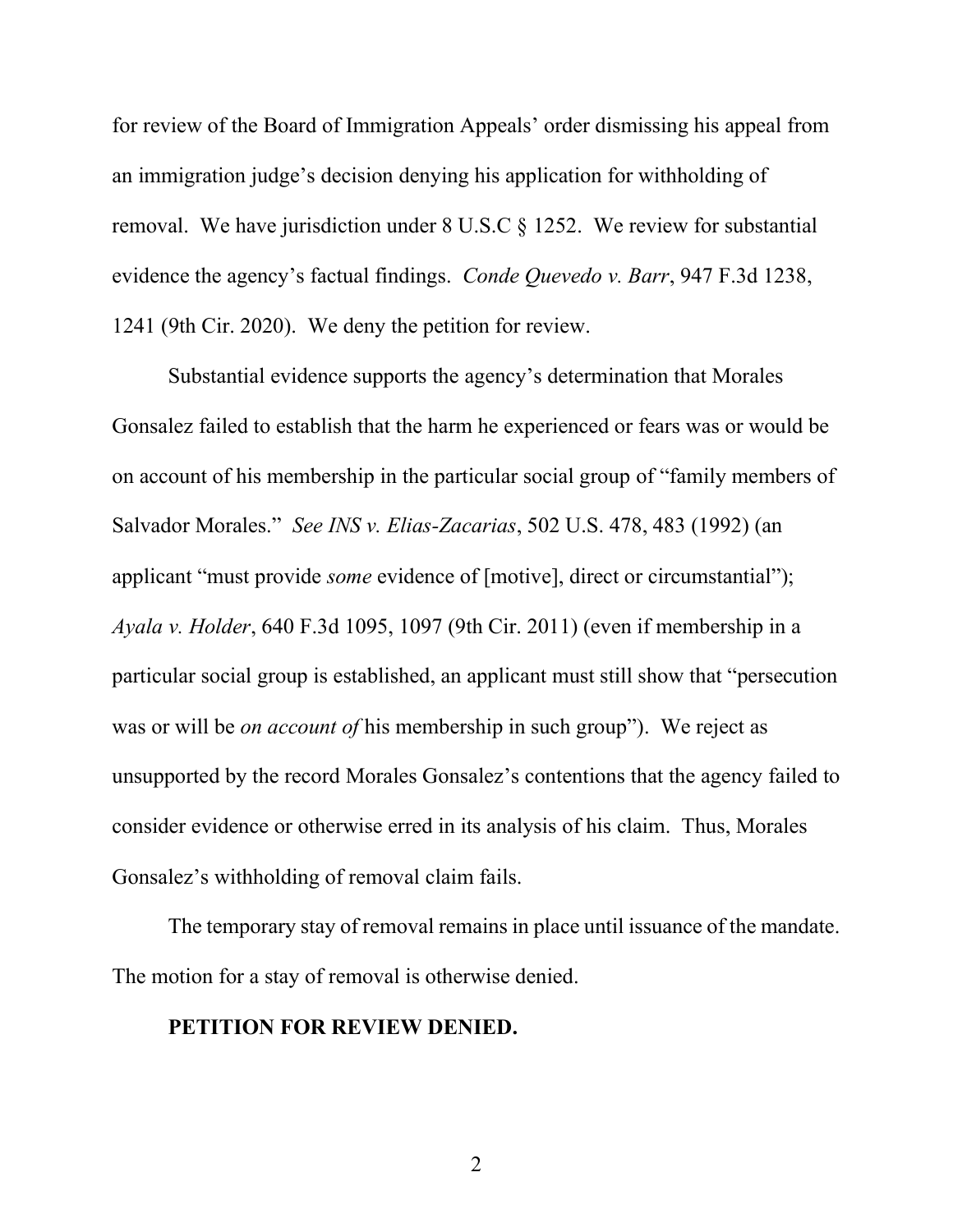for review of the Board of Immigration Appeals' order dismissing his appeal from an immigration judge's decision denying his application for withholding of removal. We have jurisdiction under 8 U.S.C § 1252. We review for substantial evidence the agency's factual findings. *Conde Quevedo v. Barr*, 947 F.3d 1238, 1241 (9th Cir. 2020). We deny the petition for review.

Substantial evidence supports the agency's determination that Morales Gonsalez failed to establish that the harm he experienced or fears was or would be on account of his membership in the particular social group of "family members of Salvador Morales." *See INS v. Elias-Zacarias*, 502 U.S. 478, 483 (1992) (an applicant "must provide *some* evidence of [motive], direct or circumstantial"); *Ayala v. Holder*, 640 F.3d 1095, 1097 (9th Cir. 2011) (even if membership in a particular social group is established, an applicant must still show that "persecution was or will be *on account of* his membership in such group"). We reject as unsupported by the record Morales Gonsalez's contentions that the agency failed to consider evidence or otherwise erred in its analysis of his claim. Thus, Morales Gonsalez's withholding of removal claim fails.

The temporary stay of removal remains in place until issuance of the mandate. The motion for a stay of removal is otherwise denied.

**PETITION FOR REVIEW DENIED.**